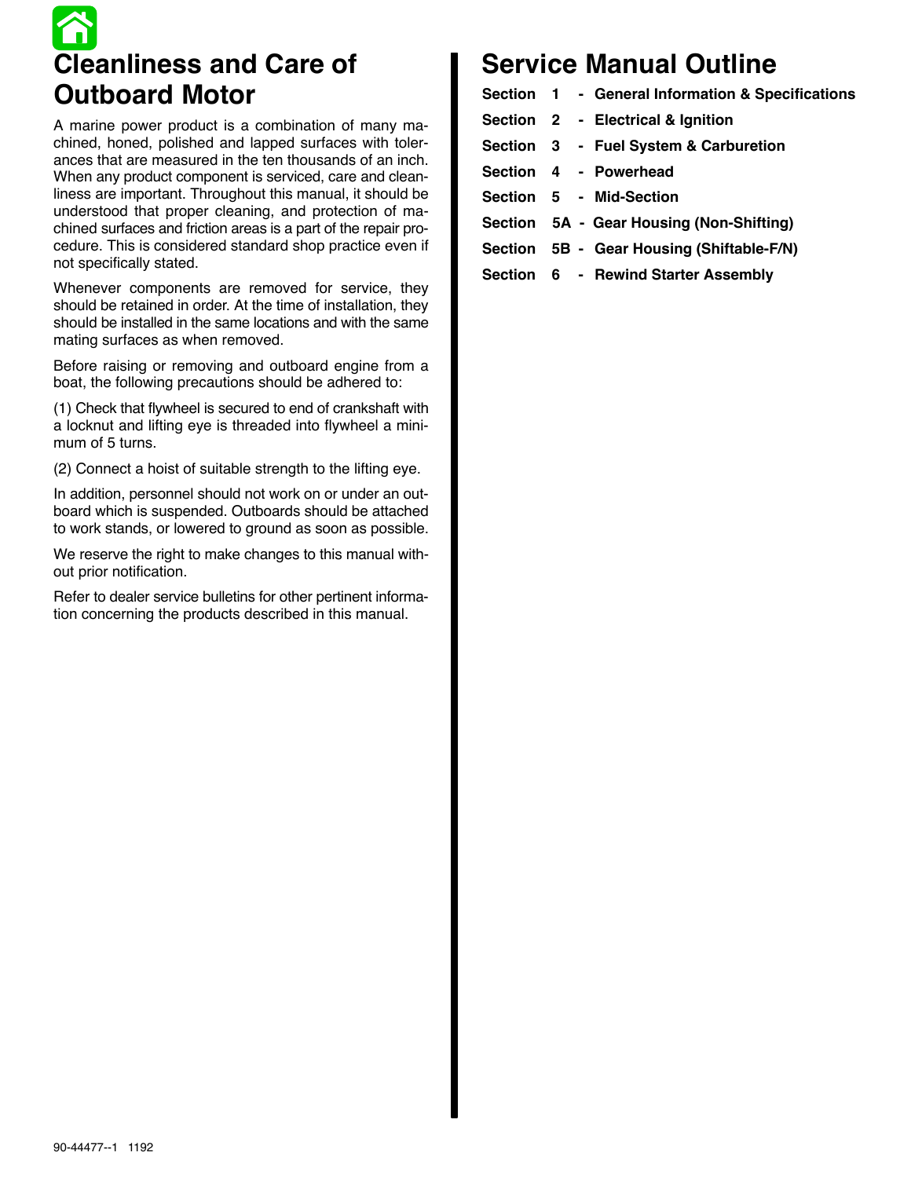# Cleanliness and Care of Outboard Motor

A marine power product is a combination of many machined, honed, polished and lapped surfaces with tolerances that are measured in the ten thousands of an inch. When any product component is serviced, care and cleanliness are important. Throughout this manual, it should be understood that proper cleaning, and protection of machined surfaces and friction areas is a part of the repair procedure. This is considered standard shop practice even if not specifically stated.

Whenever components are removed for service, they should be retained in order. At the time of installation, they should be installed in the same locations and with the same mating surfaces as when removed.

Before raising or removing and outboard engine from a boat, the following precautions should be adhered to:

(1) Check that flywheel is secured to end of crankshaft with a locknut and lifting eye is threaded into flywheel a minimum of 5 turns.

(2) Connect a hoist of suitable strength to the lifting eye.

In addition, personnel should not work on or under an outboard which is suspended. Outboards should be attached to work stands, or lowered to ground as soon as possible.

We reserve the right to make changes to this manual without prior notification.

Refer to dealer service bulletins for other pertinent information concerning the products described in this manual.

90-44477--1 1192

# Service Manual Outline

**Section 1 - General Information & Specifications**

**Section 2 - Electrical & Ignition**

**Section 3 - Fuel System & Carburetion**

**Section 4 - Powerhead**

**Section 5 - Mid-Section**

**Section 5A - Gear Housing (Non-Shifting)**

**Section 5B - Gear Housing (Shiftable-F/N)**

**Section 6 - Rewind Starter Assembly**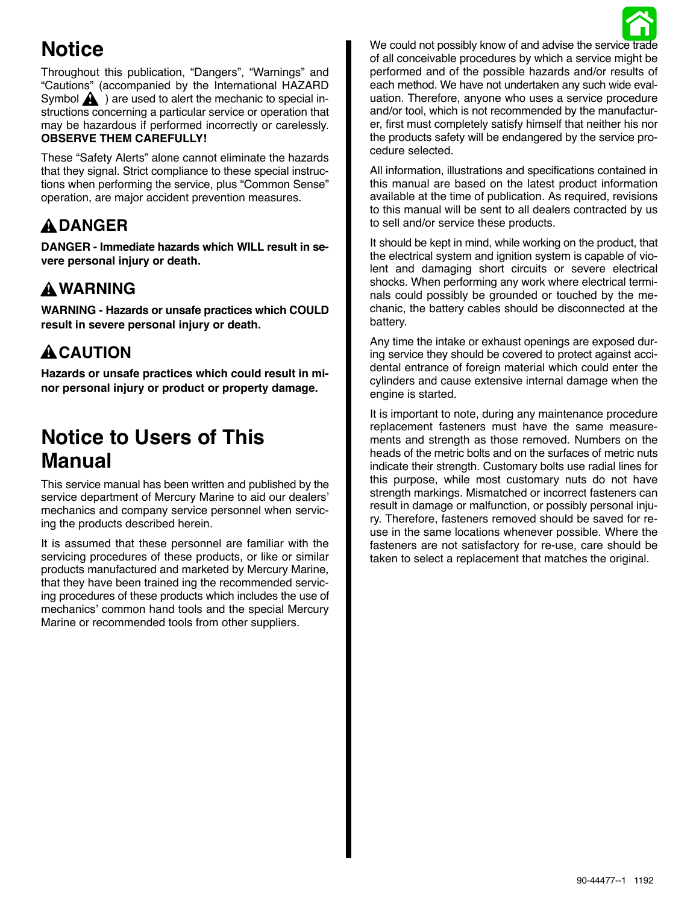# Notice

Throughout this publication, "Dangers", "Warnings" and "Cautions" (accompanied by the International HAZARD Symbol ⚠ ) are used to alert the mechanic to special instructions concerning a particular service or operation that may be hazardous if performed incorrectly or carelessly. **OBSERVE THEM CAREFULLY!**

These "Safety Alerts" alone cannot eliminate the hazards that they signal. Strict compliance to these special instructions when performing the service, plus "Common Sense" operation, are major accident prevention measures.

## ⚠ DANGER

**DANGER - Immediate hazards which WILL result in severe personal injury or death.**

## ⚠ WARNING

**WARNING - Hazards or unsafe practices which COULD result in severe personal injury or death.**

## ⚠ CAUTION

**Hazards or unsafe practices which could result in minor personal injury or product or property damage.**

# Notice to Users of This Manual

This service manual has been written and published by the service department of Mercury Marine to aid our dealers' mechanics and company service personnel when servicing the products described herein.

It is assumed that these personnel are familiar with the servicing procedures of these products, or like or similar products manufactured and marketed by Mercury Marine, that they have been trained ing the recommended servicing procedures of these products which includes the use of mechanics' common hand tools and the special Mercury Marine or recommended tools from other suppliers.

We could not possibly know of and advise the service trade of all conceivable procedures by which a service might be performed and of the possible hazards and/or results of each method. We have not undertaken any such wide evaluation. Therefore, anyone who uses a service procedure and/or tool, which is not recommended by the manufacturer, first must completely satisfy himself that neither his nor the products safety will be endangered by the service procedure selected.

All information, illustrations and specifications contained in this manual are based on the latest product information available at the time of publication. As required, revisions to this manual will be sent to all dealers contracted by us to sell and/or service these products.

It should be kept in mind, while working on the product, that the electrical system and ignition system is capable of violent and damaging short circuits or severe electrical shocks. When performing any work where electrical terminals could possibly be grounded or touched by the mechanic, the battery cables should be disconnected at the battery.

Any time the intake or exhaust openings are exposed during service they should be covered to protect against accidental entrance of foreign material which could enter the cylinders and cause extensive internal damage when the engine is started.

It is important to note, during any maintenance procedure replacement fasteners must have the same measurements and strength as those removed. Numbers on the heads of the metric bolts and on the surfaces of metric nuts indicate their strength. Customary bolts use radial lines for this purpose, while most customary nuts do not have strength markings. Mismatched or incorrect fasteners can result in damage or malfunction, or possibly personal injury. Therefore, fasteners removed should be saved for re-use in the same locations whenever possible. Where the fasteners are not satisfactory for re-use, care should be taken to select a replacement that matches the original.

90-44477--1 1192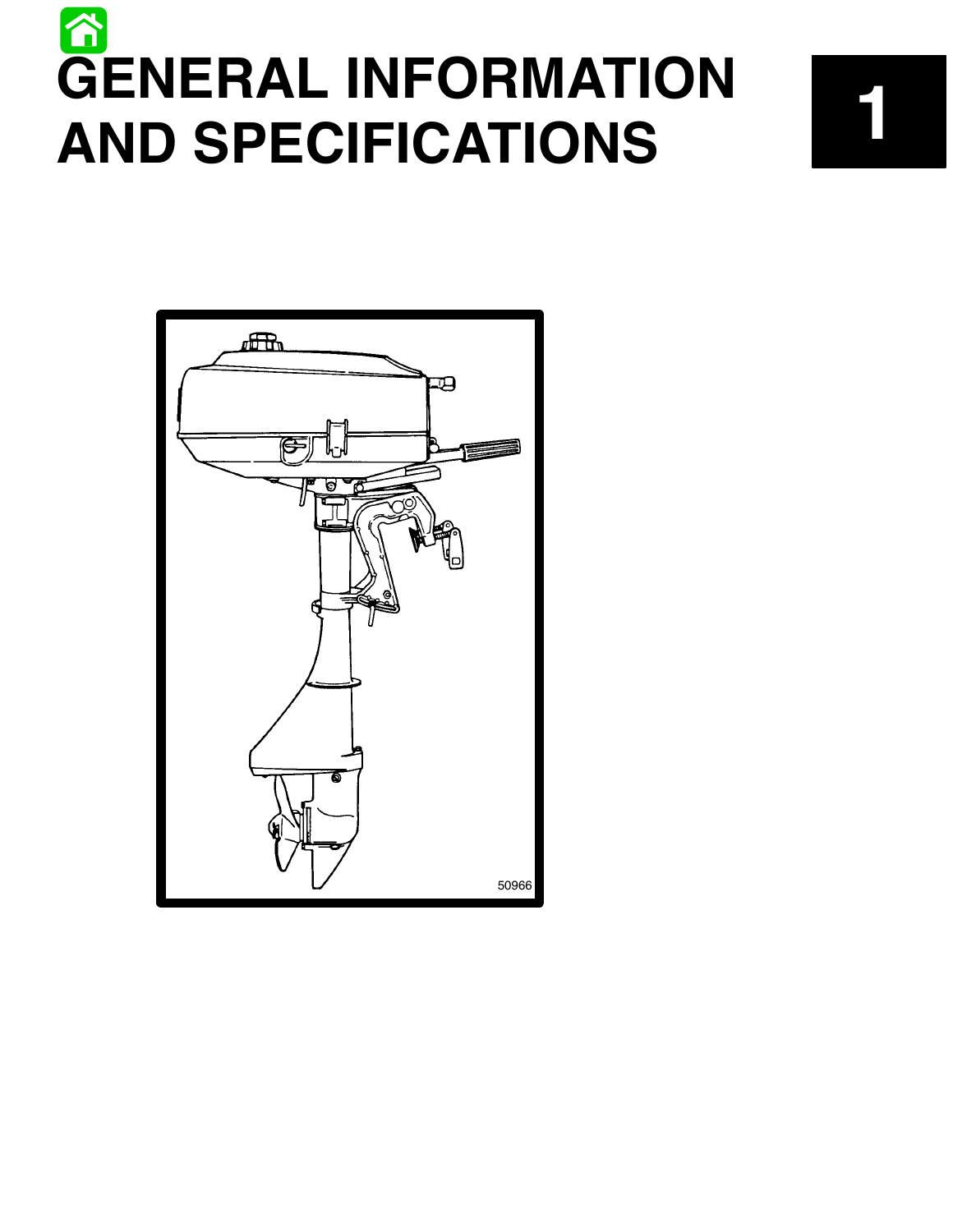# GENERAL INFORMATION AND SPECIFICATIONS

1

50966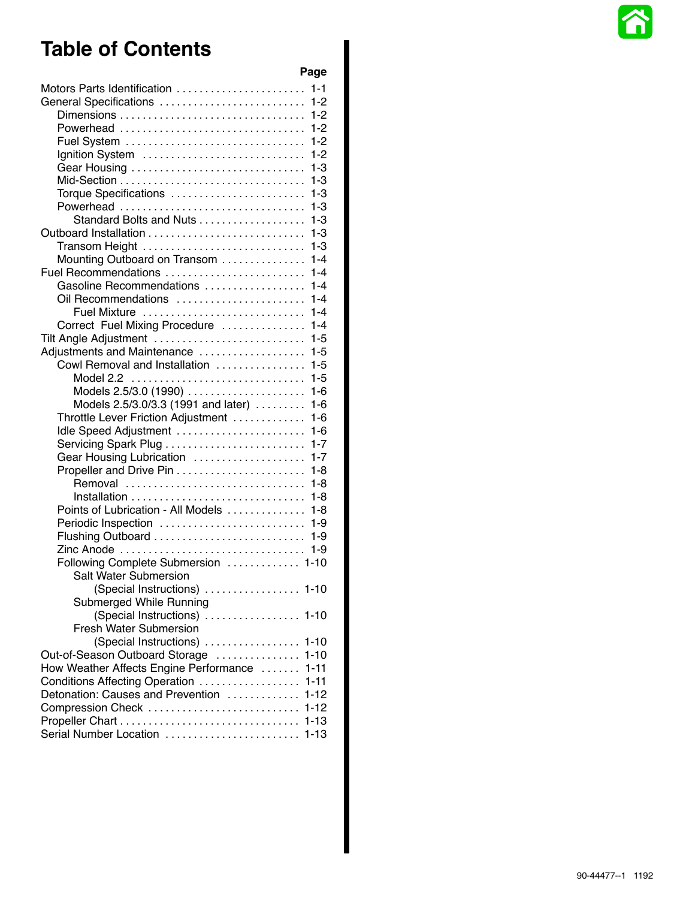# Table of Contents

| | Page |
|---|---|
| Motors Parts Identification | 1-1 |
| General Specifications | 1-2 |
| Dimensions | 1-2 |
| Powerhead | 1-2 |
| Fuel System | 1-2 |
| Ignition System | 1-2 |
| Gear Housing | 1-3 |
| Mid-Section | 1-3 |
| Torque Specifications | 1-3 |
| Powerhead | 1-3 |
| Standard Bolts and Nuts | 1-3 |
| Outboard Installation | 1-3 |
| Transom Height | 1-3 |
| Mounting Outboard on Transom | 1-4 |
| Fuel Recommendations | 1-4 |
| Gasoline Recommendations | 1-4 |
| Oil Recommendations | 1-4 |
| Fuel Mixture | 1-4 |
| Correct Fuel Mixing Procedure | 1-4 |
| Tilt Angle Adjustment | 1-5 |
| Adjustments and Maintenance | 1-5 |
| Cowl Removal and Installation | 1-5 |
| Model 2.2 | 1-5 |
| Models 2.5/3.0 (1990) | 1-6 |
| Models 2.5/3.0/3.3 (1991 and later) | 1-6 |
| Throttle Lever Friction Adjustment | 1-6 |
| Idle Speed Adjustment | 1-6 |
| Servicing Spark Plug | 1-7 |
| Gear Housing Lubrication | 1-7 |
| Propeller and Drive Pin | 1-8 |
| Removal | 1-8 |
| Installation | 1-8 |
| Points of Lubrication - All Models | 1-8 |
| Periodic Inspection | 1-9 |
| Flushing Outboard | 1-9 |
| Zinc Anode | 1-9 |
| Following Complete Submersion | 1-10 |
| Salt Water Submersion (Special Instructions) | 1-10 |
| Submerged While Running (Special Instructions) | 1-10 |
| Fresh Water Submersion (Special Instructions) | 1-10 |
| Out-of-Season Outboard Storage | 1-10 |
| How Weather Affects Engine Performance | 1-11 |
| Conditions Affecting Operation | 1-11 |
| Detonation: Causes and Prevention | 1-12 |
| Compression Check | 1-12 |
| Propeller Chart | 1-13 |
| Serial Number Location | 1-13 |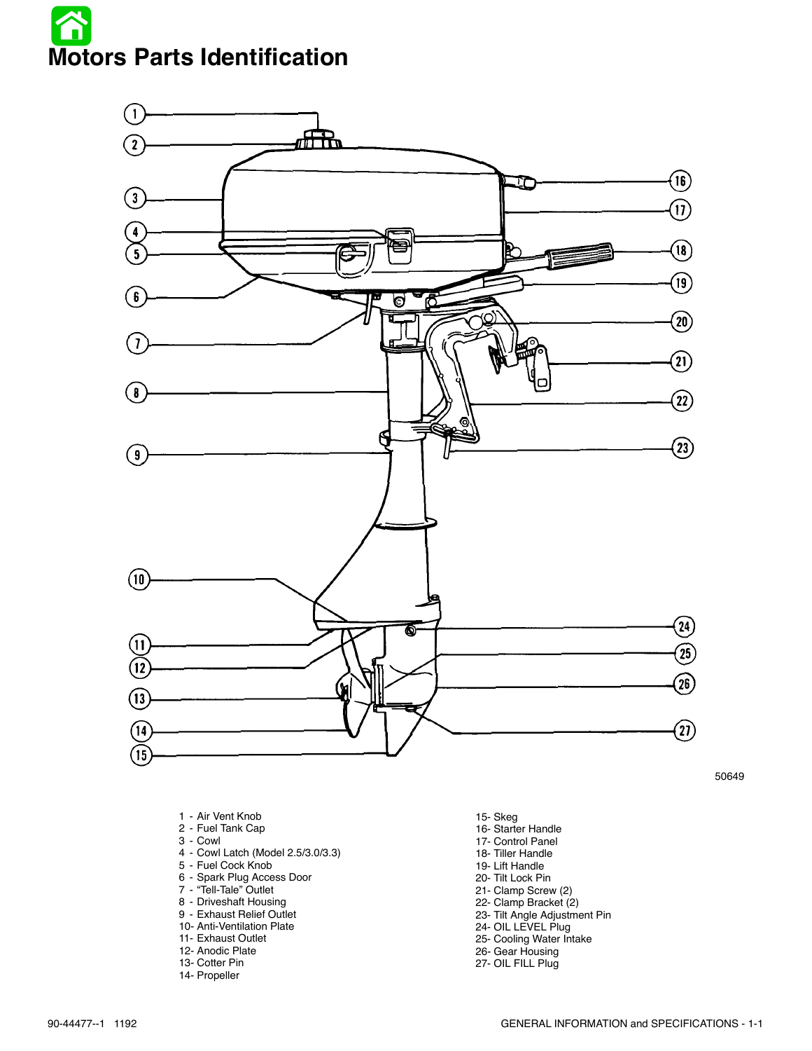# Motors Parts Identification

50649

1 - Air Vent Knob
2 - Fuel Tank Cap
3 - Cowl
4 - Cowl Latch (Model 2.5/3.0/3.3)
5 - Fuel Cock Knob
6 - Spark Plug Access Door
7 - "Tell-Tale" Outlet
8 - Driveshaft Housing
9 - Exhaust Relief Outlet
10- Anti-Ventilation Plate
11- Exhaust Outlet
12- Anodic Plate
13- Cotter Pin
14- Propeller
15- Skeg
16- Starter Handle
17- Control Panel
18- Tiller Handle
19- Lift Handle
20- Tilt Lock Pin
21- Clamp Screw (2)
22- Clamp Bracket (2)
23- Tilt Angle Adjustment Pin
24- OIL LEVEL Plug
25- Cooling Water Intake
26- Gear Housing
27- OIL FILL Plug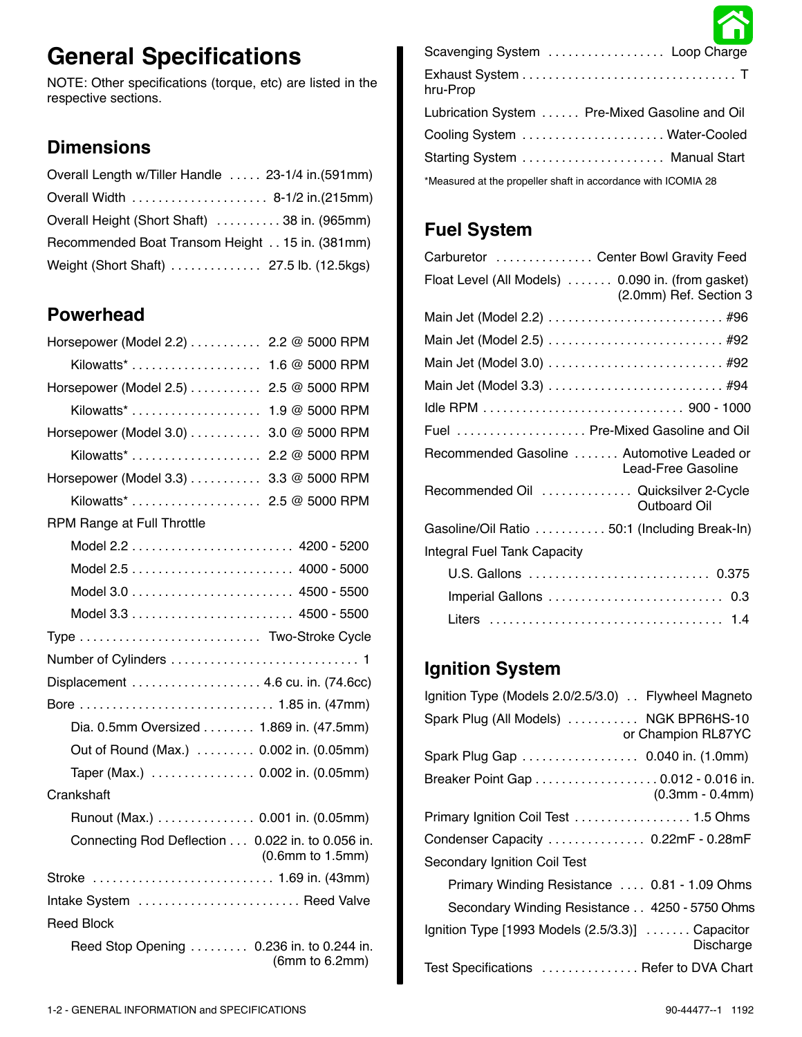# General Specifications

NOTE: Other specifications (torque, etc) are listed in the respective sections.

## Dimensions

| | |
|---|---|
| Overall Length w/Tiller Handle | 23-1/4 in.(591mm) |
| Overall Width | 8-1/2 in.(215mm) |
| Overall Height (Short Shaft) | 38 in. (965mm) |
| Recommended Boat Transom Height | 15 in. (381mm) |
| Weight (Short Shaft) | 27.5 lb. (12.5kgs) |

## Powerhead

| | |
|---|---|
| Horsepower (Model 2.2) | 2.2 @ 5000 RPM |
| Kilowatts* | 1.6 @ 5000 RPM |
| Horsepower (Model 2.5) | 2.5 @ 5000 RPM |
| Kilowatts* | 1.9 @ 5000 RPM |
| Horsepower (Model 3.0) | 3.0 @ 5000 RPM |
| Kilowatts* | 2.2 @ 5000 RPM |
| Horsepower (Model 3.3) | 3.3 @ 5000 RPM |
| Kilowatts* | 2.5 @ 5000 RPM |
| RPM Range at Full Throttle | |
| Model 2.2 | 4200 - 5200 |
| Model 2.5 | 4000 - 5000 |
| Model 3.0 | 4500 - 5500 |
| Model 3.3 | 4500 - 5500 |
| Type | Two-Stroke Cycle |
| Number of Cylinders | 1 |
| Displacement | 4.6 cu. in. (74.6cc) |
| Bore | 1.85 in. (47mm) |
| Dia. 0.5mm Oversized | 1.869 in. (47.5mm) |
| Out of Round (Max.) | 0.002 in. (0.05mm) |
| Taper (Max.) | 0.002 in. (0.05mm) |
| Crankshaft | |
| Runout (Max.) | 0.001 in. (0.05mm) |
| Connecting Rod Deflection | 0.022 in. to 0.056 in. (0.6mm to 1.5mm) |
| Stroke | 1.69 in. (43mm) |
| Intake System | Reed Valve |
| Reed Block | |
| Reed Stop Opening | 0.236 in. to 0.244 in. (6mm to 6.2mm) |
| Scavenging System | Loop Charge |
| Exhaust System | Thru-Prop |
| Lubrication System | Pre-Mixed Gasoline and Oil |
| Cooling System | Water-Cooled |
| Starting System | Manual Start |

*Measured at the propeller shaft in accordance with ICOMIA 28

## Fuel System

| | |
|---|---|
| Carburetor | Center Bowl Gravity Feed |
| Float Level (All Models) | 0.090 in. (from gasket) (2.0mm) Ref. Section 3 |
| Main Jet (Model 2.2) | #96 |
| Main Jet (Model 2.5) | #92 |
| Main Jet (Model 3.0) | #92 |
| Main Jet (Model 3.3) | #94 |
| Idle RPM | 900 - 1000 |
| Fuel | Pre-Mixed Gasoline and Oil |
| Recommended Gasoline | Automotive Leaded or Lead-Free Gasoline |
| Recommended Oil | Quicksilver 2-Cycle Outboard Oil |
| Gasoline/Oil Ratio | 50:1 (Including Break-In) |
| Integral Fuel Tank Capacity | |
| U.S. Gallons | 0.375 |
| Imperial Gallons | 0.3 |
| Liters | 1.4 |

## Ignition System

| | |
|---|---|
| Ignition Type (Models 2.0/2.5/3.0) | Flywheel Magneto |
| Spark Plug (All Models) | NGK BPR6HS-10 or Champion RL87YC |
| Spark Plug Gap | 0.040 in. (1.0mm) |
| Breaker Point Gap | 0.012 - 0.016 in. (0.3mm - 0.4mm) |
| Primary Ignition Coil Test | 1.5 Ohms |
| Condenser Capacity | 0.22mF - 0.28mF |
| Secondary Ignition Coil Test | |
| Primary Winding Resistance | 0.81 - 1.09 Ohms |
| Secondary Winding Resistance | 4250 - 5750 Ohms |
| Ignition Type [1993 Models (2.5/3.3)] | Capacitor Discharge |
| Test Specifications | Refer to DVA Chart |